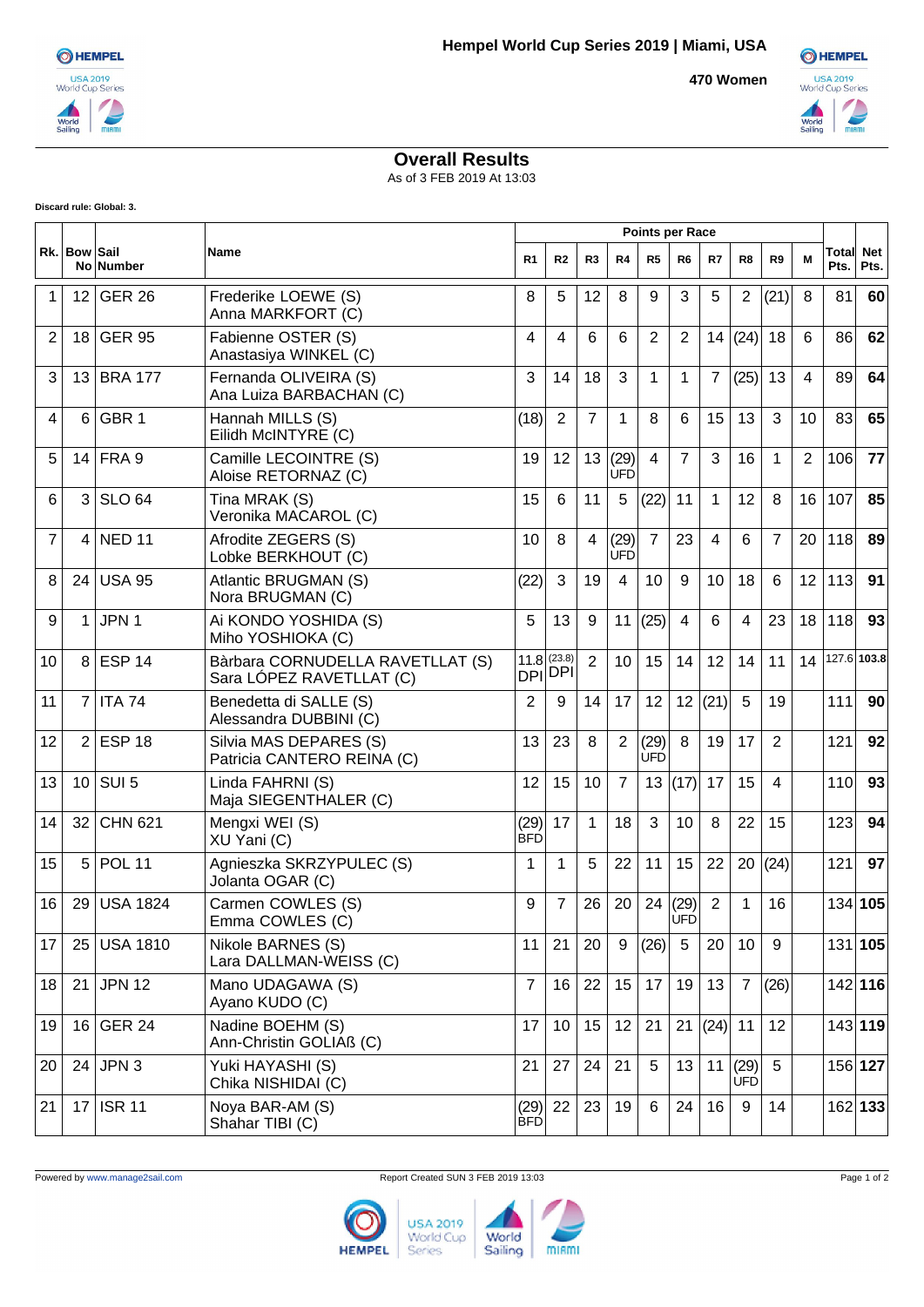# Hempel World Cup Series 2019 | Miami, USA

**470 Women**

## Overall Results

As of 3 FEB 2019 At 13:03

**Discard rule: Global: 3.**

| Rk. | Bow No | Sail Number | Name | R1 | R2 | R3 | R4 | R5 | R6 | R7 | R8 | R9 | M | Total Pts. | Net Pts. |
|---|---|---|---|---|---|---|---|---|---|---|---|---|---|---|---|
| 1 | 12 | GER 26 | Frederike LOEWE (S) Anna MARKFORT (C) | 8 | 5 | 12 | 8 | 9 | 3 | 5 | 2 | (21) | 8 | 81 | **60** |
| 2 | 18 | GER 95 | Fabienne OSTER (S) Anastasiya WINKEL (C) | 4 | 4 | 6 | 6 | 2 | 2 | 14 | (24) | 18 | 6 | 86 | **62** |
| 3 | 13 | BRA 177 | Fernanda OLIVEIRA (S) Ana Luiza BARBACHAN (C) | 3 | 14 | 18 | 3 | 1 | 1 | 7 | (25) | 13 | 4 | 89 | **64** |
| 4 | 6 | GBR 1 | Hannah MILLS (S) Eilidh McINTYRE (C) | (18) | 2 | 7 | 1 | 8 | 6 | 15 | 13 | 3 | 10 | 83 | **65** |
| 5 | 14 | FRA 9 | Camille LECOINTRE (S) Aloise RETORNAZ (C) | 19 | 12 | 13 | (29) UFD | 4 | 7 | 3 | 16 | 1 | 2 | 106 | **77** |
| 6 | 3 | SLO 64 | Tina MRAK (S) Veronika MACAROL (C) | 15 | 6 | 11 | 5 | (22) | 11 | 1 | 12 | 8 | 16 | 107 | **85** |
| 7 | 4 | NED 11 | Afrodite ZEGERS (S) Lobke BERKHOUT (C) | 10 | 8 | 4 | (29) UFD | 7 | 23 | 4 | 6 | 7 | 20 | 118 | **89** |
| 8 | 24 | USA 95 | Atlantic BRUGMAN (S) Nora BRUGMAN (C) | (22) | 3 | 19 | 4 | 10 | 9 | 10 | 18 | 6 | 12 | 113 | **91** |
| 9 | 1 | JPN 1 | Ai KONDO YOSHIDA (S) Miho YOSHIOKA (C) | 5 | 13 | 9 | 11 | (25) | 4 | 6 | 4 | 23 | 18 | 118 | **93** |
| 10 | 8 | ESP 14 | Bàrbara CORNUDELLA RAVETLLAT (S) Sara LÓPEZ RAVETLLAT (C) | 11.8 DPI | (23.8) DPI | 2 | 10 | 15 | 14 | 12 | 14 | 11 | 14 | 127.6 | **103.8** |
| 11 | 7 | ITA 74 | Benedetta di SALLE (S) Alessandra DUBBINI (C) | 2 | 9 | 14 | 17 | 12 | 12 | (21) | 5 | 19 | | 111 | **90** |
| 12 | 2 | ESP 18 | Silvia MAS DEPARES (S) Patricia CANTERO REINA (C) | 13 | 23 | 8 | 2 | (29) UFD | 8 | 19 | 17 | 2 | | 121 | **92** |
| 13 | 10 | SUI 5 | Linda FAHRNI (S) Maja SIEGENTHALER (C) | 12 | 15 | 10 | 7 | 13 | (17) | 17 | 15 | 4 | | 110 | **93** |
| 14 | 32 | CHN 621 | Mengxi WEI (S) XU Yani (C) | (29) BFD | 17 | 1 | 18 | 3 | 10 | 8 | 22 | 15 | | 123 | **94** |
| 15 | 5 | POL 11 | Agnieszka SKRZYPULEC (S) Jolanta OGAR (C) | 1 | 1 | 5 | 22 | 11 | 15 | 22 | 20 | (24) | | 121 | **97** |
| 16 | 29 | USA 1824 | Carmen COWLES (S) Emma COWLES (C) | 9 | 7 | 26 | 20 | 24 | (29) UFD | 2 | 1 | 16 | | 134 | **105** |
| 17 | 25 | USA 1810 | Nikole BARNES (S) Lara DALLMAN-WEISS (C) | 11 | 21 | 20 | 9 | (26) | 5 | 20 | 10 | 9 | | 131 | **105** |
| 18 | 21 | JPN 12 | Mano UDAGAWA (S) Ayano KUDO (C) | 7 | 16 | 22 | 15 | 17 | 19 | 13 | 7 | (26) | | 142 | **116** |
| 19 | 16 | GER 24 | Nadine BOEHM (S) Ann-Christin GOLIAß (C) | 17 | 10 | 15 | 12 | 21 | 21 | (24) | 11 | 12 | | 143 | **119** |
| 20 | 24 | JPN 3 | Yuki HAYASHI (S) Chika NISHIDAI (C) | 21 | 27 | 24 | 21 | 5 | 13 | 11 | (29) UFD | 5 | | 156 | **127** |
| 21 | 17 | ISR 11 | Noya BAR-AM (S) Shahar TIBI (C) | (29) BFD | 22 | 23 | 19 | 6 | 24 | 16 | 9 | 14 | | 162 | **133** |

Powered by www.manage2sail.com | Report Created SUN 3 FEB 2019 13:03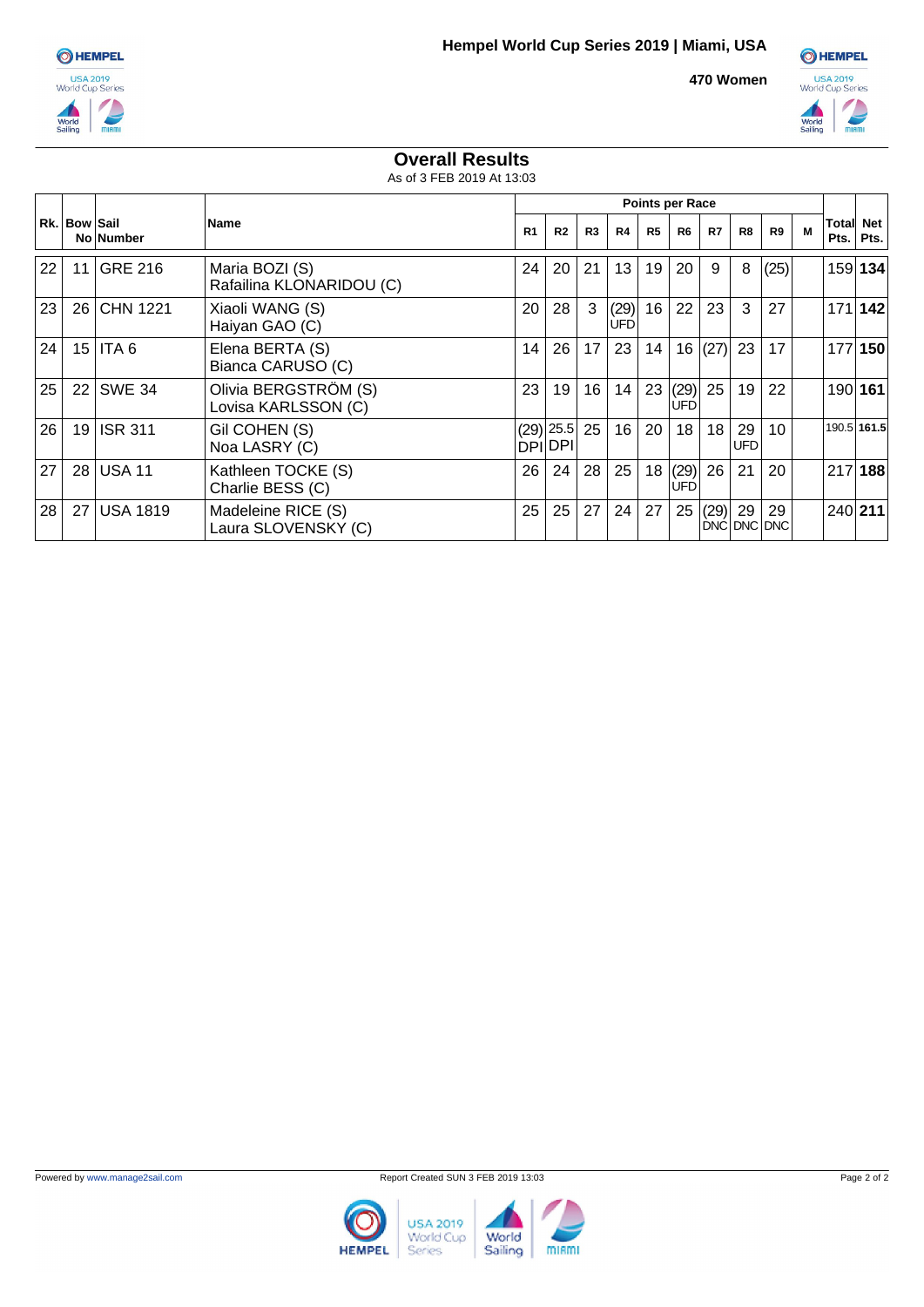Hempel World Cup Series 2019 | Miami, USA

470 Women

## Overall Results

As of 3 FEB 2019 At 13:03

| Rk. | Bow No | Sail Number | Name | Points per Race | | | | | | | | | | Total Pts. | Net Pts. |
|---|---|---|---|---|---|---|---|---|---|---|---|---|---|---|---|
| | | | | R1 | R2 | R3 | R4 | R5 | R6 | R7 | R8 | R9 | M | | |
| 22 | 11 | GRE 216 | Maria BOZI (S) Rafailina KLONARIDOU (C) | 24 | 20 | 21 | 13 | 19 | 20 | 9 | 8 | (25) | | 159 | **134** |
| 23 | 26 | CHN 1221 | Xiaoli WANG (S) Haiyan GAO (C) | 20 | 28 | 3 | (29) UFD | 16 | 22 | 23 | 3 | 27 | | 171 | **142** |
| 24 | 15 | ITA 6 | Elena BERTA (S) Bianca CARUSO (C) | 14 | 26 | 17 | 23 | 14 | 16 | (27) | 23 | 17 | | 177 | **150** |
| 25 | 22 | SWE 34 | Olivia BERGSTRÖM (S) Lovisa KARLSSON (C) | 23 | 19 | 16 | 14 | 23 | (29) UFD | 25 | 19 | 22 | | 190 | **161** |
| 26 | 19 | ISR 311 | Gil COHEN (S) Noa LASRY (C) | (29) DPI | 25.5 DPI | 25 | 16 | 20 | 18 | 18 | 29 UFD | 10 | | 190.5 | **161.5** |
| 27 | 28 | USA 11 | Kathleen TOCKE (S) Charlie BESS (C) | 26 | 24 | 28 | 25 | 18 | (29) UFD | 26 | 21 | 20 | | 217 | **188** |
| 28 | 27 | USA 1819 | Madeleine RICE (S) Laura SLOVENSKY (C) | 25 | 25 | 27 | 24 | 27 | 25 | (29) DNC | 29 DNC | 29 DNC | | 240 | **211** |

Powered by www.manage2sail.com

Report Created SUN 3 FEB 2019 13:03